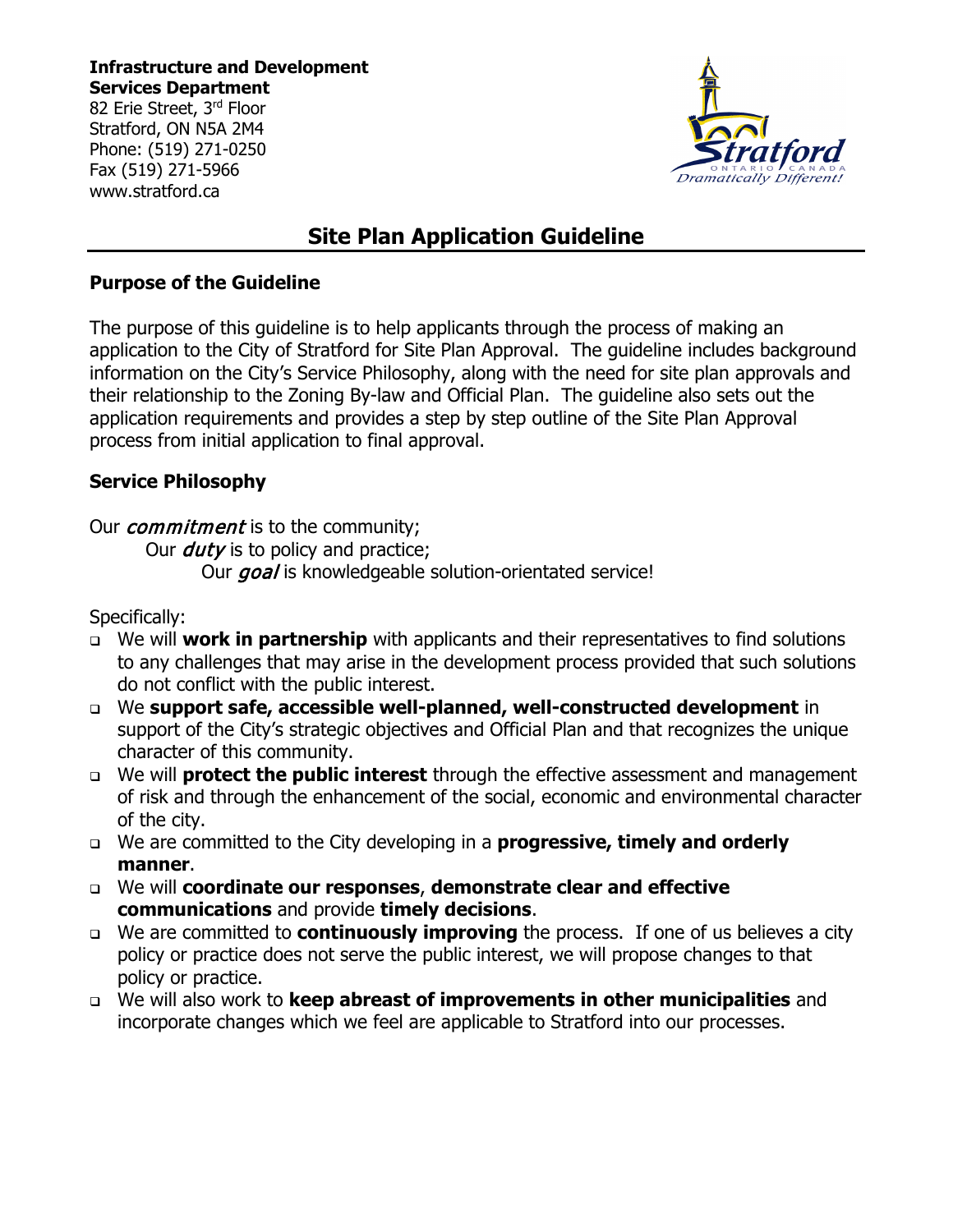**Infrastructure and Development Services Department**
82 Erie Street, 3rd Floor
Stratford, ON N5A 2M4
Phone: (519) 271-0250
Fax (519) 271-5966
www.stratford.ca

# Site Plan Application Guideline

## Purpose of the Guideline

The purpose of this guideline is to help applicants through the process of making an application to the City of Stratford for Site Plan Approval. The guideline includes background information on the City's Service Philosophy, along with the need for site plan approvals and their relationship to the Zoning By-law and Official Plan. The guideline also sets out the application requirements and provides a step by step outline of the Site Plan Approval process from initial application to final approval.

## Service Philosophy

Our *commitment* is to the community;
Our *duty* is to policy and practice;
Our *goal* is knowledgeable solution-orientated service!

Specifically:

- We will **work in partnership** with applicants and their representatives to find solutions to any challenges that may arise in the development process provided that such solutions do not conflict with the public interest.
- We **support safe, accessible well-planned, well-constructed development** in support of the City's strategic objectives and Official Plan and that recognizes the unique character of this community.
- We will **protect the public interest** through the effective assessment and management of risk and through the enhancement of the social, economic and environmental character of the city.
- We are committed to the City developing in a **progressive, timely and orderly manner**.
- We will **coordinate our responses**, **demonstrate clear and effective communications** and provide **timely decisions**.
- We are committed to **continuously improving** the process. If one of us believes a city policy or practice does not serve the public interest, we will propose changes to that policy or practice.
- We will also work to **keep abreast of improvements in other municipalities** and incorporate changes which we feel are applicable to Stratford into our processes.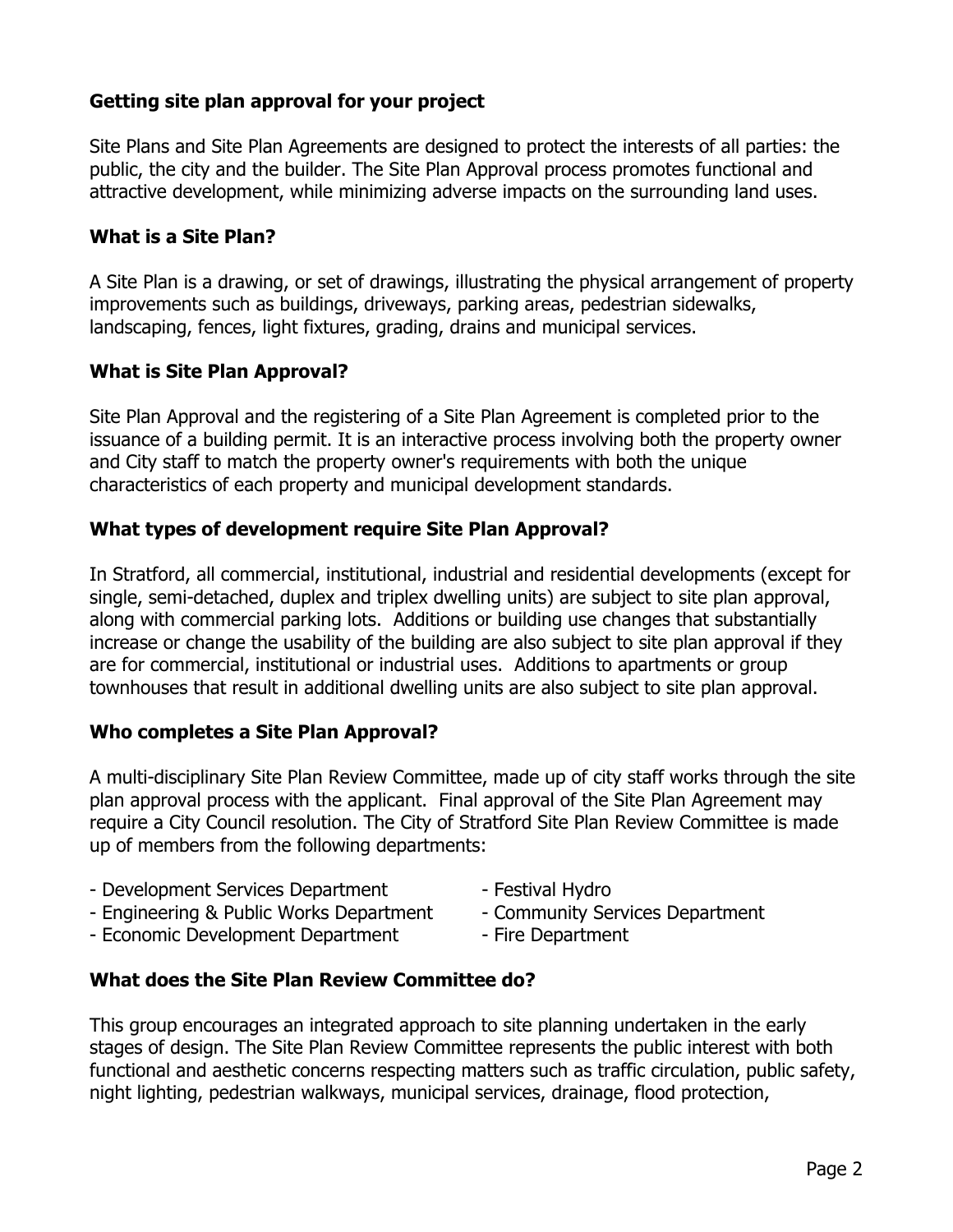## Getting site plan approval for your project

Site Plans and Site Plan Agreements are designed to protect the interests of all parties: the public, the city and the builder. The Site Plan Approval process promotes functional and attractive development, while minimizing adverse impacts on the surrounding land uses.

## What is a Site Plan?

A Site Plan is a drawing, or set of drawings, illustrating the physical arrangement of property improvements such as buildings, driveways, parking areas, pedestrian sidewalks, landscaping, fences, light fixtures, grading, drains and municipal services.

## What is Site Plan Approval?

Site Plan Approval and the registering of a Site Plan Agreement is completed prior to the issuance of a building permit. It is an interactive process involving both the property owner and City staff to match the property owner's requirements with both the unique characteristics of each property and municipal development standards.

## What types of development require Site Plan Approval?

In Stratford, all commercial, institutional, industrial and residential developments (except for single, semi-detached, duplex and triplex dwelling units) are subject to site plan approval, along with commercial parking lots. Additions or building use changes that substantially increase or change the usability of the building are also subject to site plan approval if they are for commercial, institutional or industrial uses. Additions to apartments or group townhouses that result in additional dwelling units are also subject to site plan approval.

## Who completes a Site Plan Approval?

A multi-disciplinary Site Plan Review Committee, made up of city staff works through the site plan approval process with the applicant. Final approval of the Site Plan Agreement may require a City Council resolution. The City of Stratford Site Plan Review Committee is made up of members from the following departments:

- Development Services Department
- Engineering & Public Works Department
- Economic Development Department
- Festival Hydro
- Community Services Department
- Fire Department

## What does the Site Plan Review Committee do?

This group encourages an integrated approach to site planning undertaken in the early stages of design. The Site Plan Review Committee represents the public interest with both functional and aesthetic concerns respecting matters such as traffic circulation, public safety, night lighting, pedestrian walkways, municipal services, drainage, flood protection,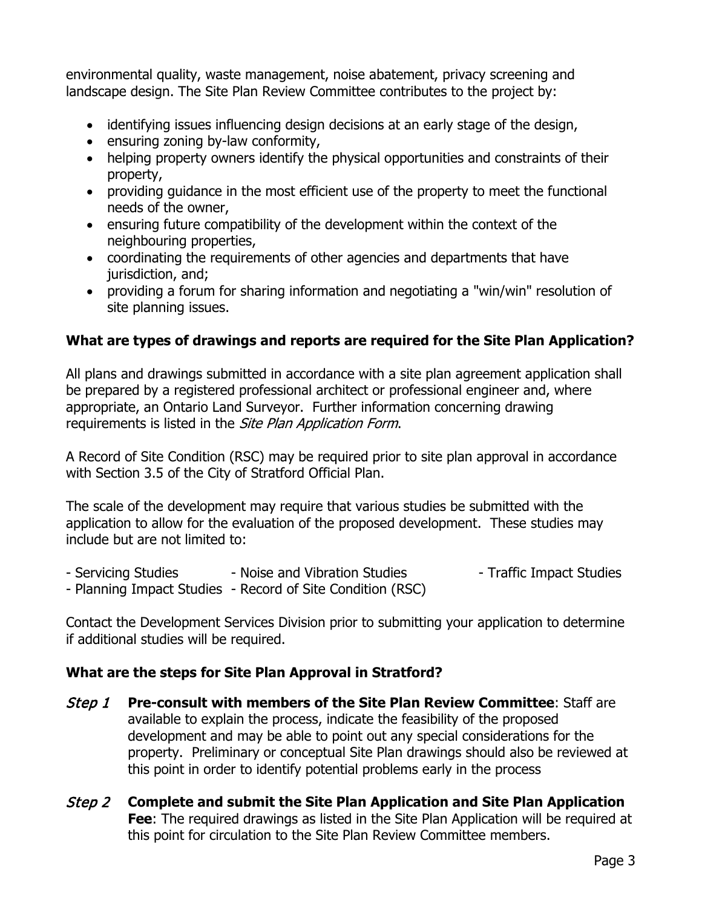environmental quality, waste management, noise abatement, privacy screening and landscape design. The Site Plan Review Committee contributes to the project by:

- identifying issues influencing design decisions at an early stage of the design,
- ensuring zoning by-law conformity,
- helping property owners identify the physical opportunities and constraints of their property,
- providing guidance in the most efficient use of the property to meet the functional needs of the owner,
- ensuring future compatibility of the development within the context of the neighbouring properties,
- coordinating the requirements of other agencies and departments that have jurisdiction, and;
- providing a forum for sharing information and negotiating a "win/win" resolution of site planning issues.

### What are types of drawings and reports are required for the Site Plan Application?

All plans and drawings submitted in accordance with a site plan agreement application shall be prepared by a registered professional architect or professional engineer and, where appropriate, an Ontario Land Surveyor. Further information concerning drawing requirements is listed in the *Site Plan Application Form*.

A Record of Site Condition (RSC) may be required prior to site plan approval in accordance with Section 3.5 of the City of Stratford Official Plan.

The scale of the development may require that various studies be submitted with the application to allow for the evaluation of the proposed development. These studies may include but are not limited to:

- Servicing Studies
- Noise and Vibration Studies
- Traffic Impact Studies
- Planning Impact Studies
- Record of Site Condition (RSC)

Contact the Development Services Division prior to submitting your application to determine if additional studies will be required.

### What are the steps for Site Plan Approval in Stratford?

*Step 1* **Pre-consult with members of the Site Plan Review Committee**: Staff are available to explain the process, indicate the feasibility of the proposed development and may be able to point out any special considerations for the property. Preliminary or conceptual Site Plan drawings should also be reviewed at this point in order to identify potential problems early in the process

*Step 2* **Complete and submit the Site Plan Application and Site Plan Application Fee**: The required drawings as listed in the Site Plan Application will be required at this point for circulation to the Site Plan Review Committee members.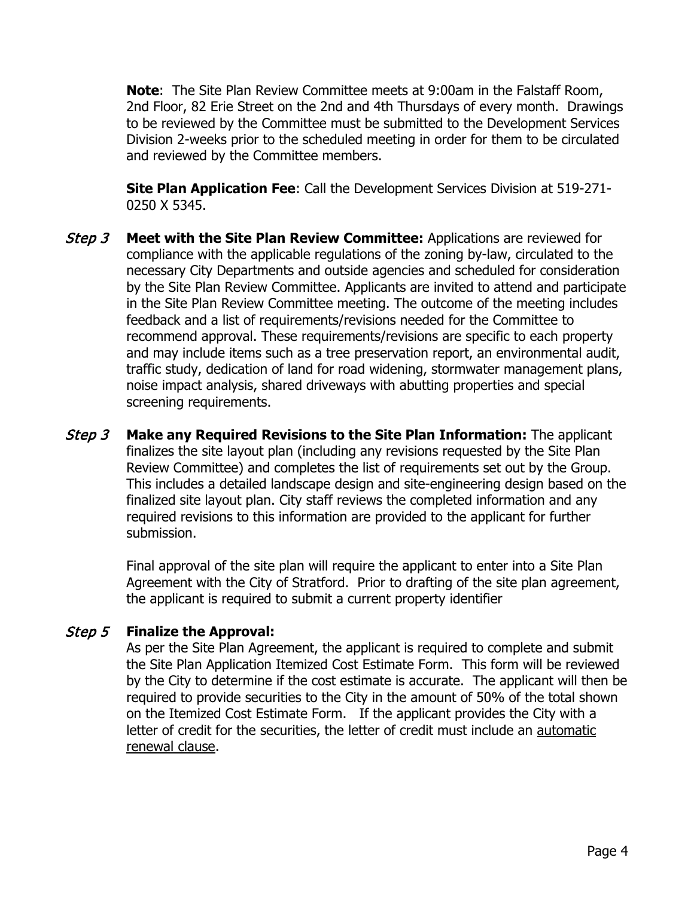**Note**: The Site Plan Review Committee meets at 9:00am in the Falstaff Room, 2nd Floor, 82 Erie Street on the 2nd and 4th Thursdays of every month. Drawings to be reviewed by the Committee must be submitted to the Development Services Division 2-weeks prior to the scheduled meeting in order for them to be circulated and reviewed by the Committee members.

**Site Plan Application Fee**: Call the Development Services Division at 519-271-0250 X 5345.

*Step 3* **Meet with the Site Plan Review Committee:** Applications are reviewed for compliance with the applicable regulations of the zoning by-law, circulated to the necessary City Departments and outside agencies and scheduled for consideration by the Site Plan Review Committee. Applicants are invited to attend and participate in the Site Plan Review Committee meeting. The outcome of the meeting includes feedback and a list of requirements/revisions needed for the Committee to recommend approval. These requirements/revisions are specific to each property and may include items such as a tree preservation report, an environmental audit, traffic study, dedication of land for road widening, stormwater management plans, noise impact analysis, shared driveways with abutting properties and special screening requirements.

*Step 3* **Make any Required Revisions to the Site Plan Information:** The applicant finalizes the site layout plan (including any revisions requested by the Site Plan Review Committee) and completes the list of requirements set out by the Group. This includes a detailed landscape design and site-engineering design based on the finalized site layout plan. City staff reviews the completed information and any required revisions to this information are provided to the applicant for further submission.

Final approval of the site plan will require the applicant to enter into a Site Plan Agreement with the City of Stratford. Prior to drafting of the site plan agreement, the applicant is required to submit a current property identifier

*Step 5* **Finalize the Approval:**

As per the Site Plan Agreement, the applicant is required to complete and submit the Site Plan Application Itemized Cost Estimate Form. This form will be reviewed by the City to determine if the cost estimate is accurate. The applicant will then be required to provide securities to the City in the amount of 50% of the total shown on the Itemized Cost Estimate Form. If the applicant provides the City with a letter of credit for the securities, the letter of credit must include an automatic renewal clause.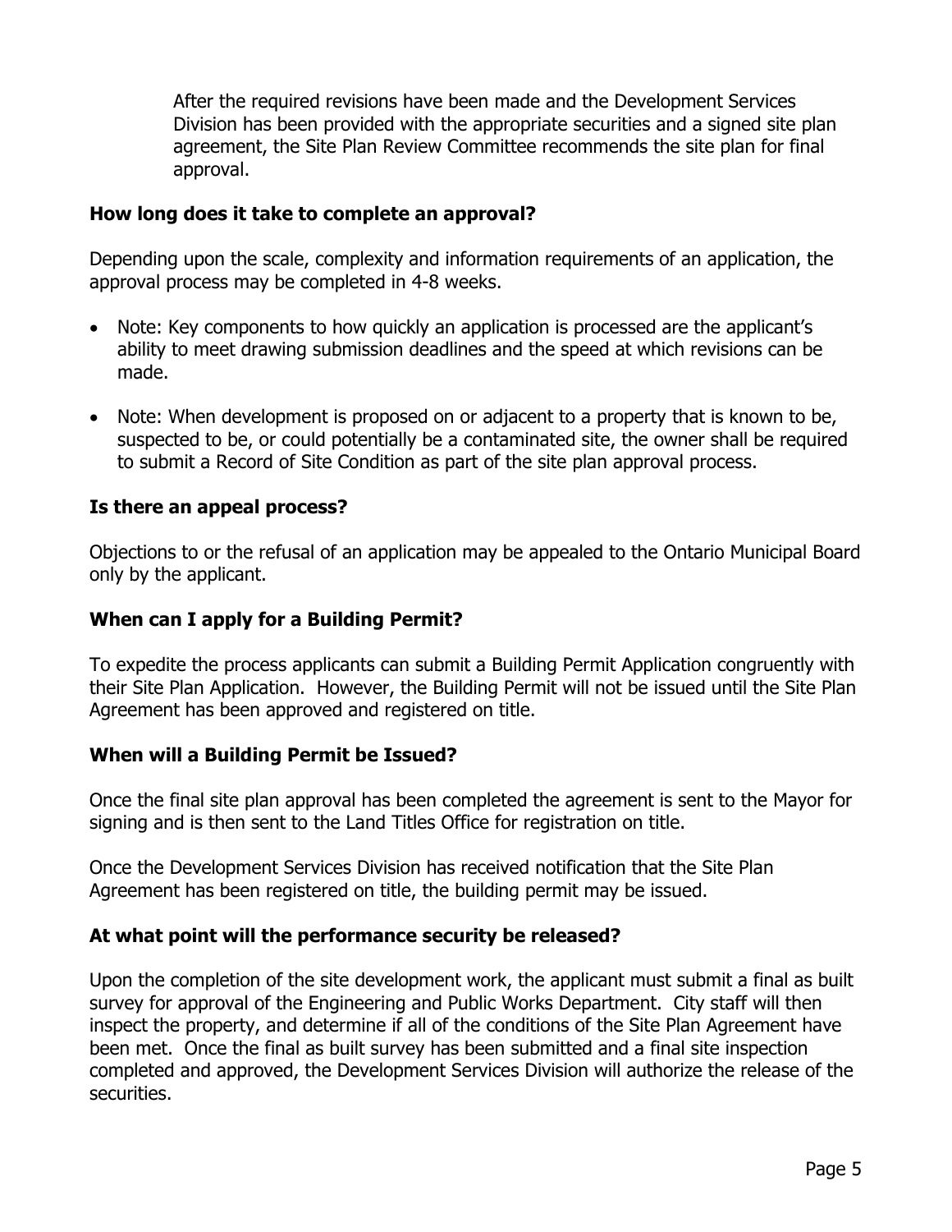After the required revisions have been made and the Development Services Division has been provided with the appropriate securities and a signed site plan agreement, the Site Plan Review Committee recommends the site plan for final approval.

### How long does it take to complete an approval?

Depending upon the scale, complexity and information requirements of an application, the approval process may be completed in 4-8 weeks.

- Note: Key components to how quickly an application is processed are the applicant's ability to meet drawing submission deadlines and the speed at which revisions can be made.
- Note: When development is proposed on or adjacent to a property that is known to be, suspected to be, or could potentially be a contaminated site, the owner shall be required to submit a Record of Site Condition as part of the site plan approval process.

### Is there an appeal process?

Objections to or the refusal of an application may be appealed to the Ontario Municipal Board only by the applicant.

### When can I apply for a Building Permit?

To expedite the process applicants can submit a Building Permit Application congruently with their Site Plan Application. However, the Building Permit will not be issued until the Site Plan Agreement has been approved and registered on title.

### When will a Building Permit be Issued?

Once the final site plan approval has been completed the agreement is sent to the Mayor for signing and is then sent to the Land Titles Office for registration on title.

Once the Development Services Division has received notification that the Site Plan Agreement has been registered on title, the building permit may be issued.

### At what point will the performance security be released?

Upon the completion of the site development work, the applicant must submit a final as built survey for approval of the Engineering and Public Works Department. City staff will then inspect the property, and determine if all of the conditions of the Site Plan Agreement have been met. Once the final as built survey has been submitted and a final site inspection completed and approved, the Development Services Division will authorize the release of the securities.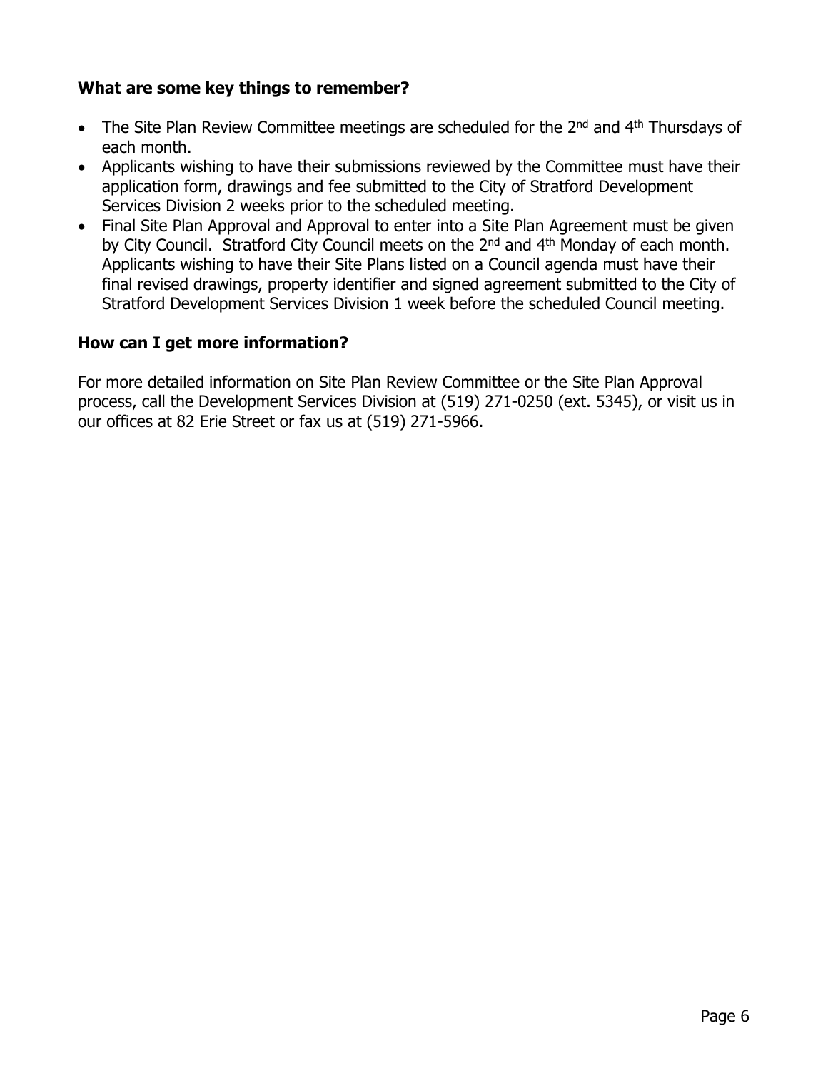### What are some key things to remember?

- The Site Plan Review Committee meetings are scheduled for the 2nd and 4th Thursdays of each month.
- Applicants wishing to have their submissions reviewed by the Committee must have their application form, drawings and fee submitted to the City of Stratford Development Services Division 2 weeks prior to the scheduled meeting.
- Final Site Plan Approval and Approval to enter into a Site Plan Agreement must be given by City Council. Stratford City Council meets on the 2nd and 4th Monday of each month. Applicants wishing to have their Site Plans listed on a Council agenda must have their final revised drawings, property identifier and signed agreement submitted to the City of Stratford Development Services Division 1 week before the scheduled Council meeting.

### How can I get more information?

For more detailed information on Site Plan Review Committee or the Site Plan Approval process, call the Development Services Division at (519) 271-0250 (ext. 5345), or visit us in our offices at 82 Erie Street or fax us at (519) 271-5966.